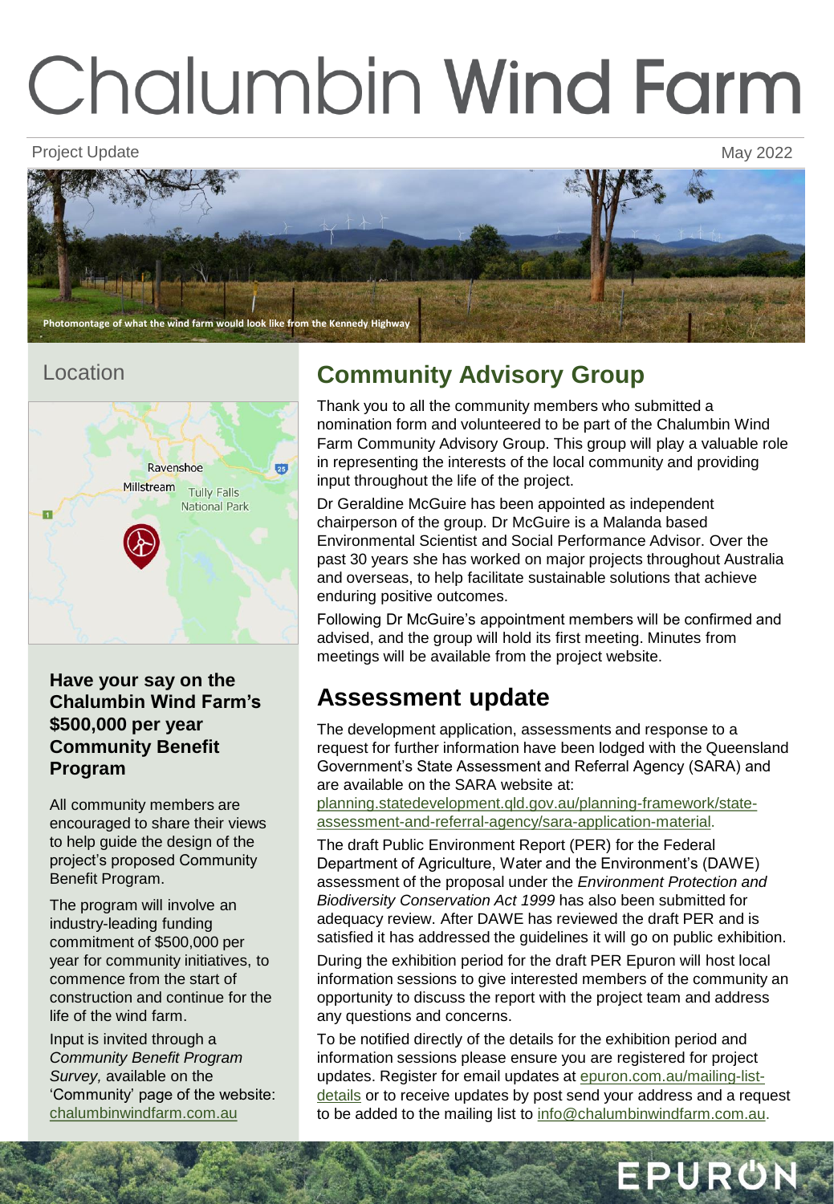# Chalumbin Wind Farm

Project Update

May 2022

Photomontage of what the wind farm would look like from the Kennedy Highway

## Location

Ravenshoe

Millstream

Tully Falls National Park

### Have your say on the Chalumbin Wind Farm's $500,000 per year Community Benefit Program

All community members are encouraged to share their views to help guide the design of the project's proposed Community Benefit Program.

The program will involve an industry-leading funding commitment of $500,000 per year for community initiatives, to commence from the start of construction and continue for the life of the wind farm.

Input is invited through a *Community Benefit Program Survey,* available on the 'Community' page of the website: chalumbinwindfarm.com.au

## Community Advisory Group

Thank you to all the community members who submitted a nomination form and volunteered to be part of the Chalumbin Wind Farm Community Advisory Group. This group will play a valuable role in representing the interests of the local community and providing input throughout the life of the project.

Dr Geraldine McGuire has been appointed as independent chairperson of the group. Dr McGuire is a Malanda based Environmental Scientist and Social Performance Advisor. Over the past 30 years she has worked on major projects throughout Australia and overseas, to help facilitate sustainable solutions that achieve enduring positive outcomes.

Following Dr McGuire's appointment members will be confirmed and advised, and the group will hold its first meeting. Minutes from meetings will be available from the project website.

## Assessment update

The development application, assessments and response to a request for further information have been lodged with the Queensland Government's State Assessment and Referral Agency (SARA) and are available on the SARA website at: planning.statedevelopment.qld.gov.au/planning-framework/state-assessment-and-referral-agency/sara-application-material.

The draft Public Environment Report (PER) for the Federal Department of Agriculture, Water and the Environment's (DAWE) assessment of the proposal under the *Environment Protection and Biodiversity Conservation Act 1999* has also been submitted for adequacy review. After DAWE has reviewed the draft PER and is satisfied it has addressed the guidelines it will go on public exhibition.

During the exhibition period for the draft PER Epuron will host local information sessions to give interested members of the community an opportunity to discuss the report with the project team and address any questions and concerns.

To be notified directly of the details for the exhibition period and information sessions please ensure you are registered for project updates. Register for email updates at epuron.com.au/mailing-list-details or to receive updates by post send your address and a request to be added to the mailing list to info@chalumbinwindfarm.com.au.

EPURON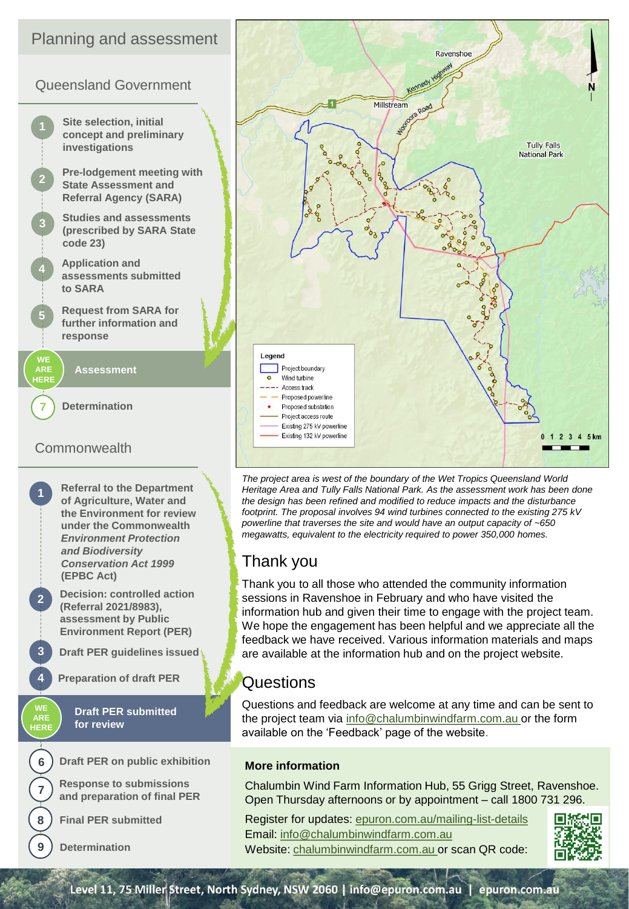## Planning and assessment

### Queensland Government

1. Site selection, initial concept and preliminary investigations
2. Pre-lodgement meeting with State Assessment and Referral Agency (SARA)
3. Studies and assessments (prescribed by SARA State code 23)
4. Application and assessments submitted to SARA
5. Request from SARA for further information and response

**WE ARE HERE** — **Assessment**

7. Determination

### Commonwealth

1. Referral to the Department of Agriculture, Water and the Environment for review under the Commonwealth ***Environment Protection and Biodiversity Conservation Act 1999*** (EPBC Act)
2. Decision: controlled action (Referral 2021/8983), assessment by Public Environment Report (PER)
3. Draft PER guidelines issued
4. Preparation of draft PER

**WE ARE HERE** — **Draft PER submitted for review**

6. Draft PER on public exhibition
7. Response to submissions and preparation of final PER
8. Final PER submitted
9. Determination

Ravenshoe
Kennedy Highway
Millstream
Wooroora Road
Tully Falls National Park
N

Legend
Project boundary
Wind turbine
Access track
Proposed powerline
Proposed substation
Project access route
Existing 275 kV powerline
Existing 132 kV powerline

0 1 2 3 4 5 km

*The project area is west of the boundary of the Wet Tropics Queensland World Heritage Area and Tully Falls National Park. As the assessment work has been done the design has been refined and modified to reduce impacts and the disturbance footprint. The proposal involves 94 wind turbines connected to the existing 275 kV powerline that traverses the site and would have an output capacity of ~650 megawatts, equivalent to the electricity required to power 350,000 homes.*

## Thank you

Thank you to all those who attended the community information sessions in Ravenshoe in February and who have visited the information hub and given their time to engage with the project team. We hope the engagement has been helpful and we appreciate all the feedback we have received. Various information materials and maps are available at the information hub and on the project website.

## Questions

Questions and feedback are welcome at any time and can be sent to the project team via info@chalumbinwindfarm.com.au or the form available on the 'Feedback' page of the website.

### More information

Chalumbin Wind Farm Information Hub, 55 Grigg Street, Ravenshoe. Open Thursday afternoons or by appointment – call 1800 731 296.

Register for updates: epuron.com.au/mailing-list-details
Email: info@chalumbinwindfarm.com.au
Website: chalumbinwindfarm.com.au or scan QR code:

Level 11, 75 Miller Street, North Sydney, NSW 2060 | info@epuron.com.au | epuron.com.au